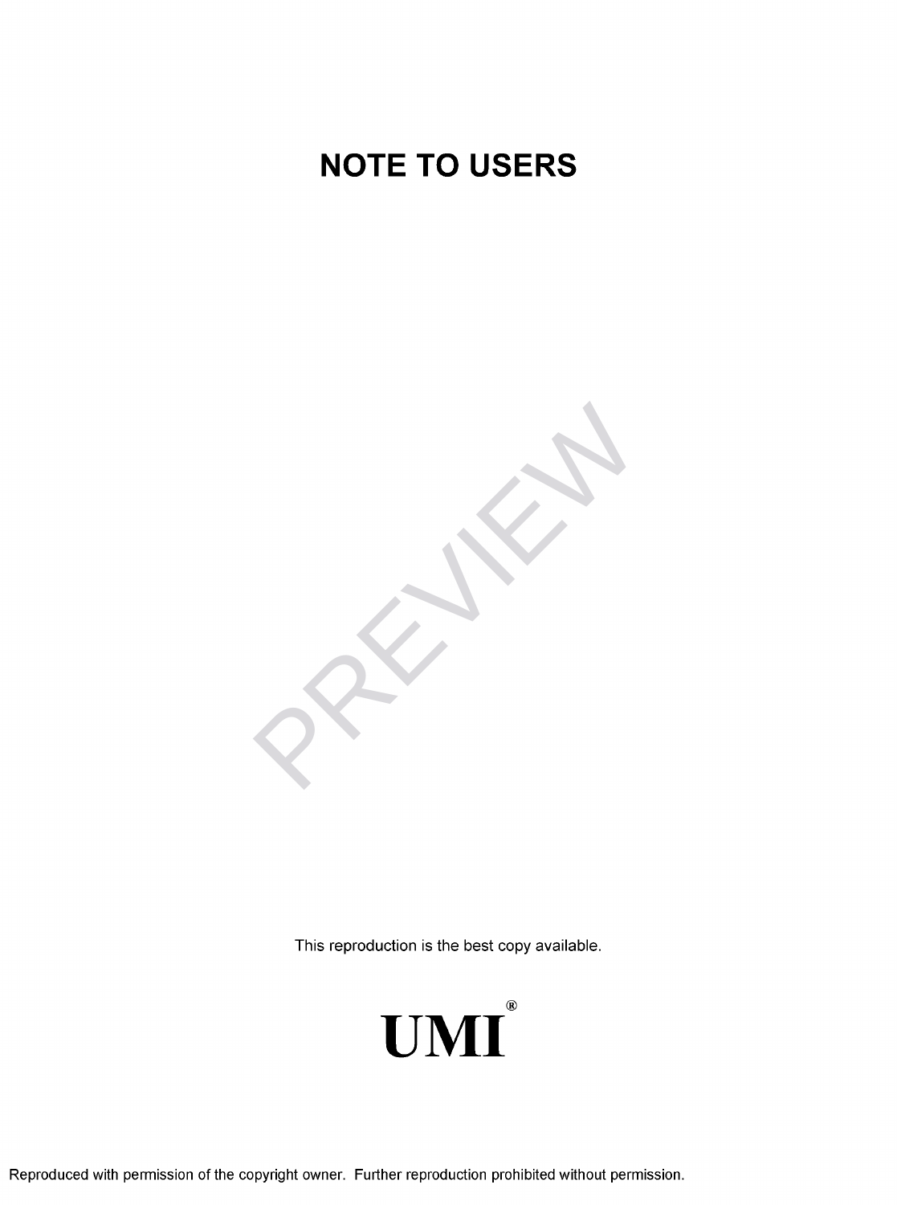# NOTE TO USERS

This reproduction is the best copy available.

UMI®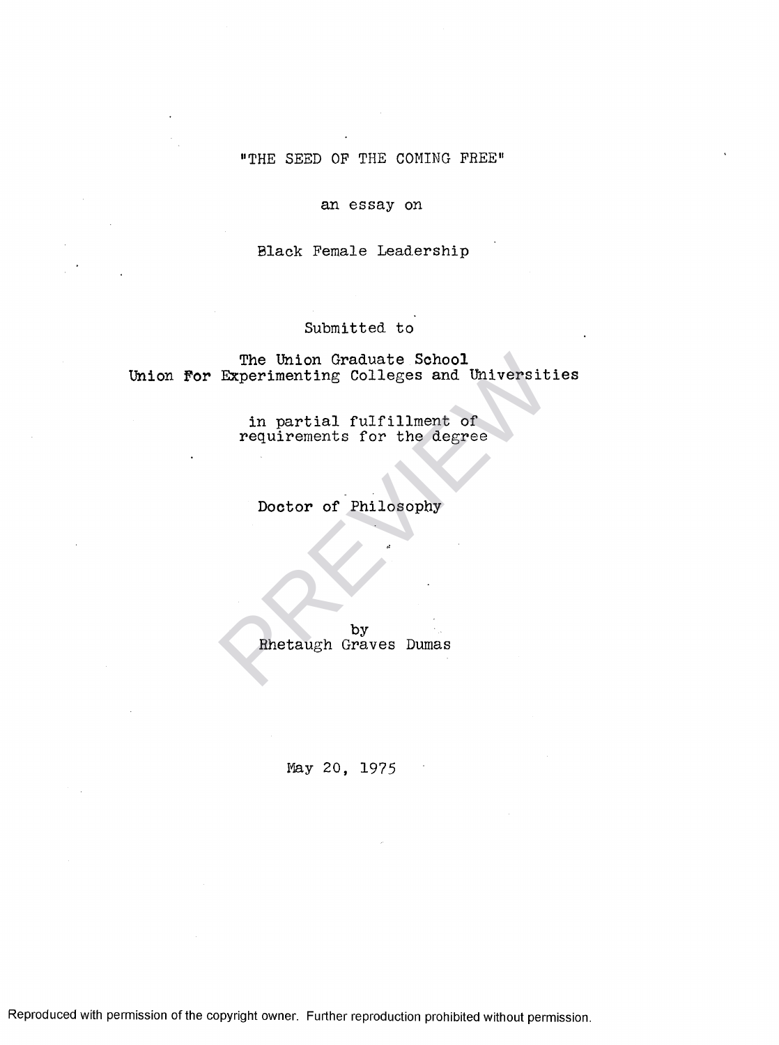"THE SEED OF THE COMING FREE"

an essay on

Black Female Leadership

Submitted to

The Union Graduate School
Union For Experimenting Colleges and Universities

in partial fulfillment of
requirements for the degree

Doctor of Philosophy

by
Rhetaugh Graves Dumas

May 20, 1975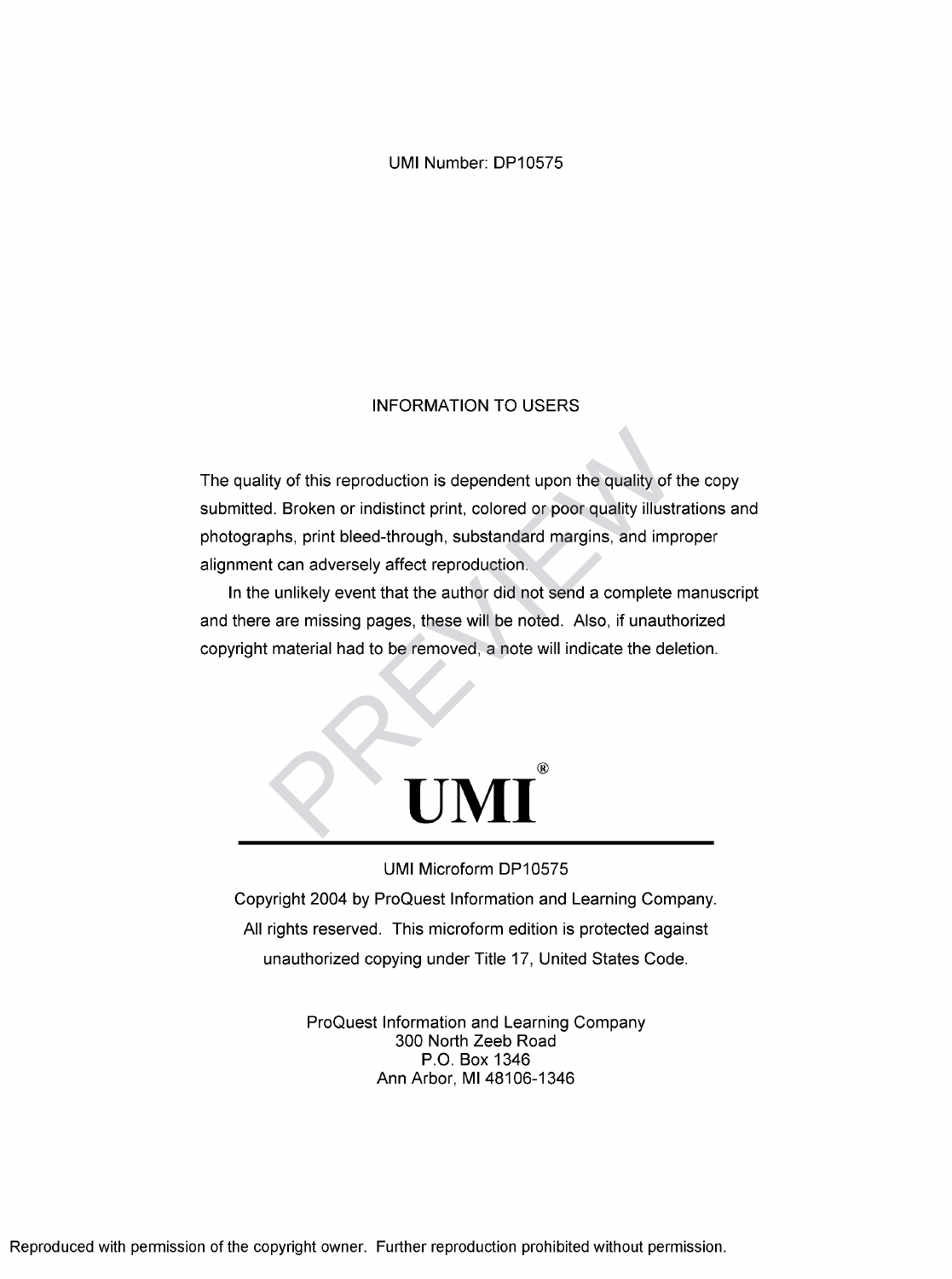UMI Number: DP10575

INFORMATION TO USERS

The quality of this reproduction is dependent upon the quality of the copy submitted. Broken or indistinct print, colored or poor quality illustrations and photographs, print bleed-through, substandard margins, and improper alignment can adversely affect reproduction.

In the unlikely event that the author did not send a complete manuscript and there are missing pages, these will be noted. Also, if unauthorized copyright material had to be removed, a note will indicate the deletion.

**UMI®**

UMI Microform DP10575

Copyright 2004 by ProQuest Information and Learning Company.
All rights reserved. This microform edition is protected against unauthorized copying under Title 17, United States Code.

ProQuest Information and Learning Company
300 North Zeeb Road
P.O. Box 1346
Ann Arbor, MI 48106-1346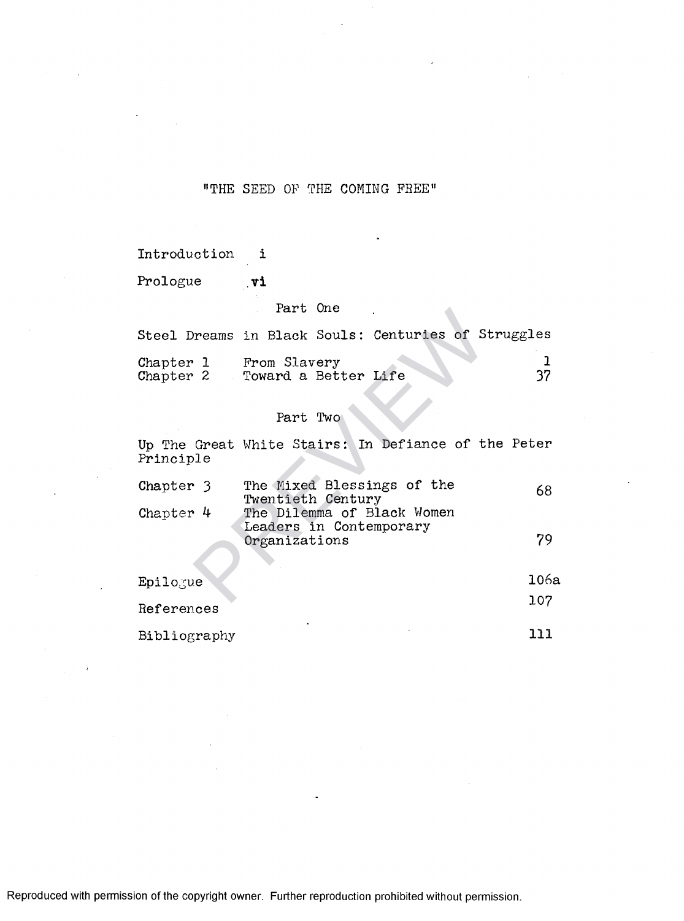# "THE SEED OF THE COMING FREE"

Introduction i

Prologue vi

## Part One

### Steel Dreams in Black Souls: Centuries of Struggles

| | | |
|---|---|---|
| Chapter 1 | From Slavery | 1 |
| Chapter 2 | Toward a Better Life | 37 |

## Part Two

### Up The Great White Stairs: In Defiance of the Peter Principle

| | | |
|---|---|---|
| Chapter 3 | The Mixed Blessings of the Twentieth Century | 68 |
| Chapter 4 | The Dilemma of Black Women Leaders in Contemporary Organizations | 79 |

| | |
|---|---|
| Epilogue | 106a |
| References | 107 |
| Bibliography | 111 |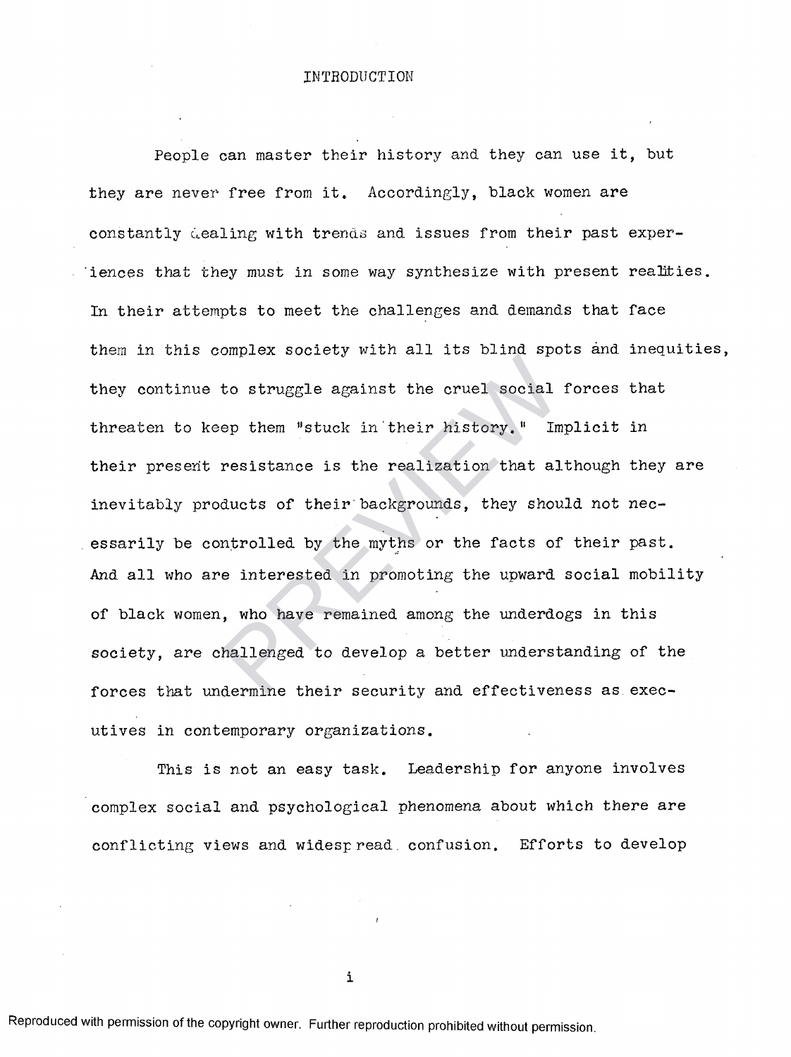# INTRODUCTION

People can master their history and they can use it, but they are never free from it. Accordingly, black women are constantly dealing with trends and issues from their past experiences that they must in some way synthesize with present realities. In their attempts to meet the challenges and demands that face them in this complex society with all its blind spots and inequities, they continue to struggle against the cruel social forces that threaten to keep them "stuck in their history." Implicit in their present resistance is the realization that although they are inevitably products of their backgrounds, they should not necessarily be controlled by the myths or the facts of their past. And all who are interested in promoting the upward social mobility of black women, who have remained among the underdogs in this society, are challenged to develop a better understanding of the forces that undermine their security and effectiveness as executives in contemporary organizations.

This is not an easy task. Leadership for anyone involves complex social and psychological phenomena about which there are conflicting views and widespread confusion. Efforts to develop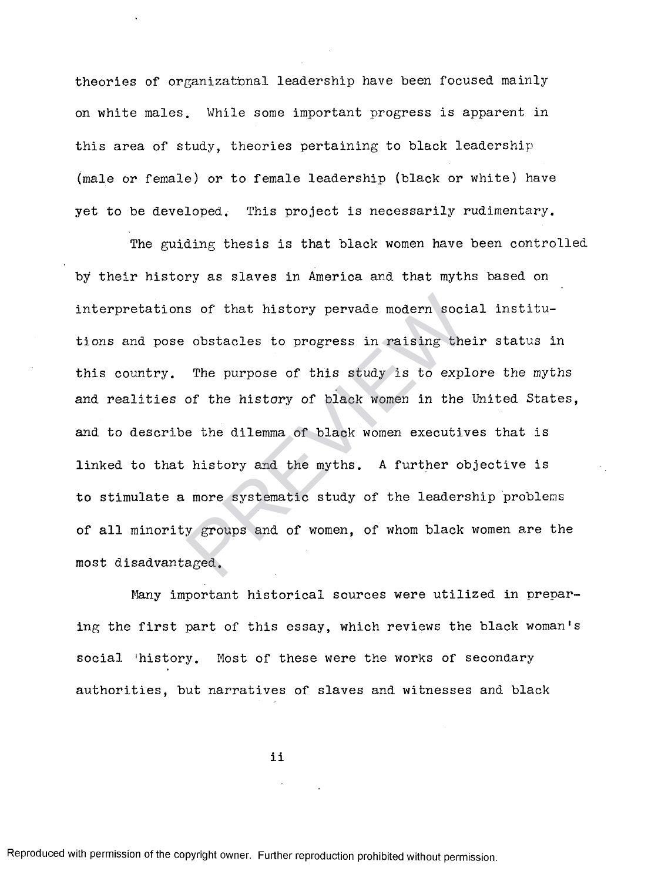theories of organizational leadership have been focused mainly on white males. While some important progress is apparent in this area of study, theories pertaining to black leadership (male or female) or to female leadership (black or white) have yet to be developed. This project is necessarily rudimentary.

The guiding thesis is that black women have been controlled by their history as slaves in America and that myths based on interpretations of that history pervade modern social institutions and pose obstacles to progress in raising their status in this country. The purpose of this study is to explore the myths and realities of the history of black women in the United States, and to describe the dilemma of black women executives that is linked to that history and the myths. A further objective is to stimulate a more systematic study of the leadership problems of all minority groups and of women, of whom black women are the most disadvantaged.

Many important historical sources were utilized in preparing the first part of this essay, which reviews the black woman's social history. Most of these were the works of secondary authorities, but narratives of slaves and witnesses and black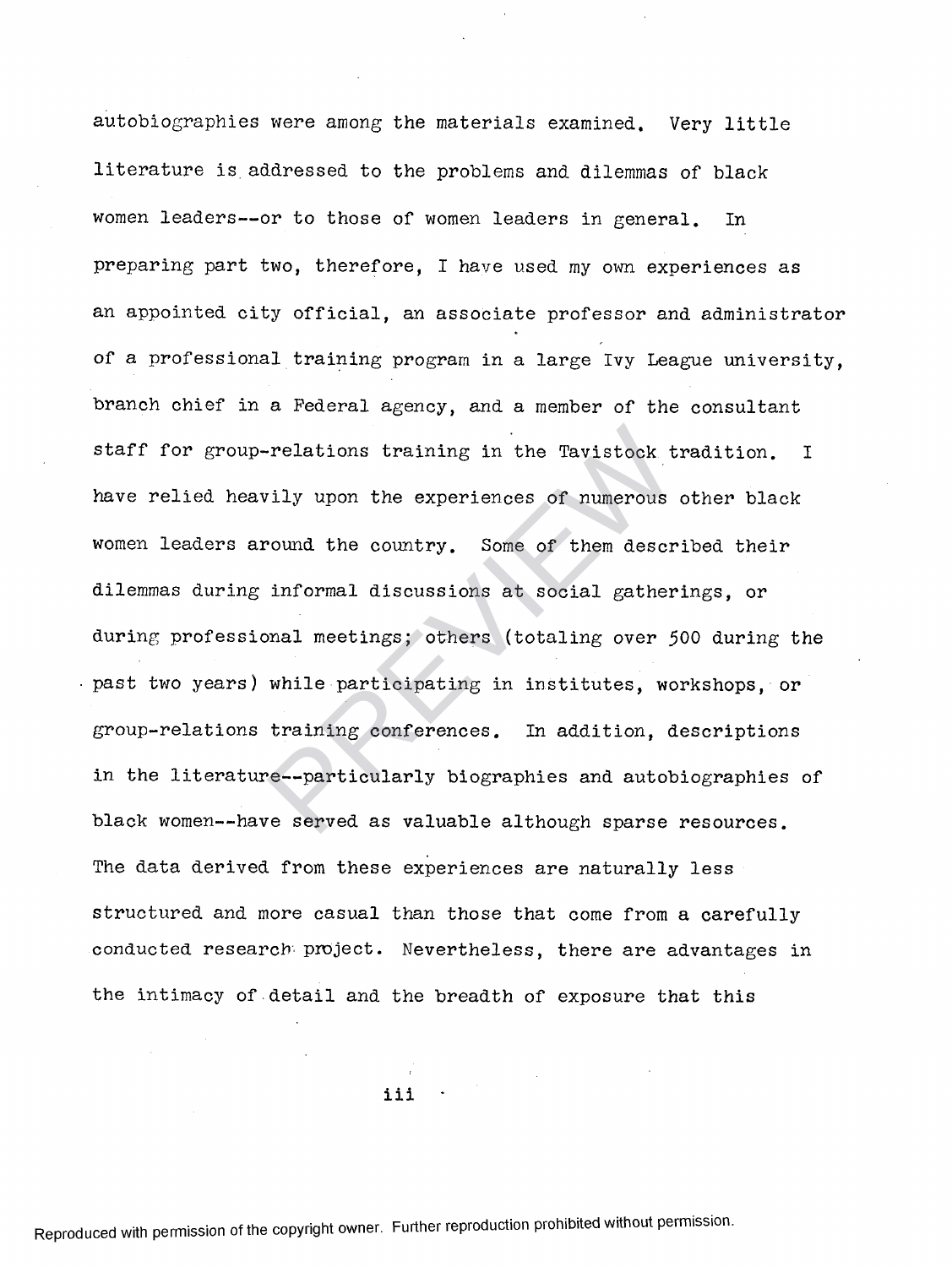autobiographies were among the materials examined. Very little literature is addressed to the problems and dilemmas of black women leaders--or to those of women leaders in general. In preparing part two, therefore, I have used my own experiences as an appointed city official, an associate professor and administrator of a professional training program in a large Ivy League university, branch chief in a Federal agency, and a member of the consultant staff for group-relations training in the Tavistock tradition. I have relied heavily upon the experiences of numerous other black women leaders around the country. Some of them described their dilemmas during informal discussions at social gatherings, or during professional meetings; others (totaling over 500 during the past two years) while participating in institutes, workshops, or group-relations training conferences. In addition, descriptions in the literature--particularly biographies and autobiographies of black women--have served as valuable although sparse resources. The data derived from these experiences are naturally less structured and more casual than those that come from a carefully conducted research project. Nevertheless, there are advantages in the intimacy of detail and the breadth of exposure that this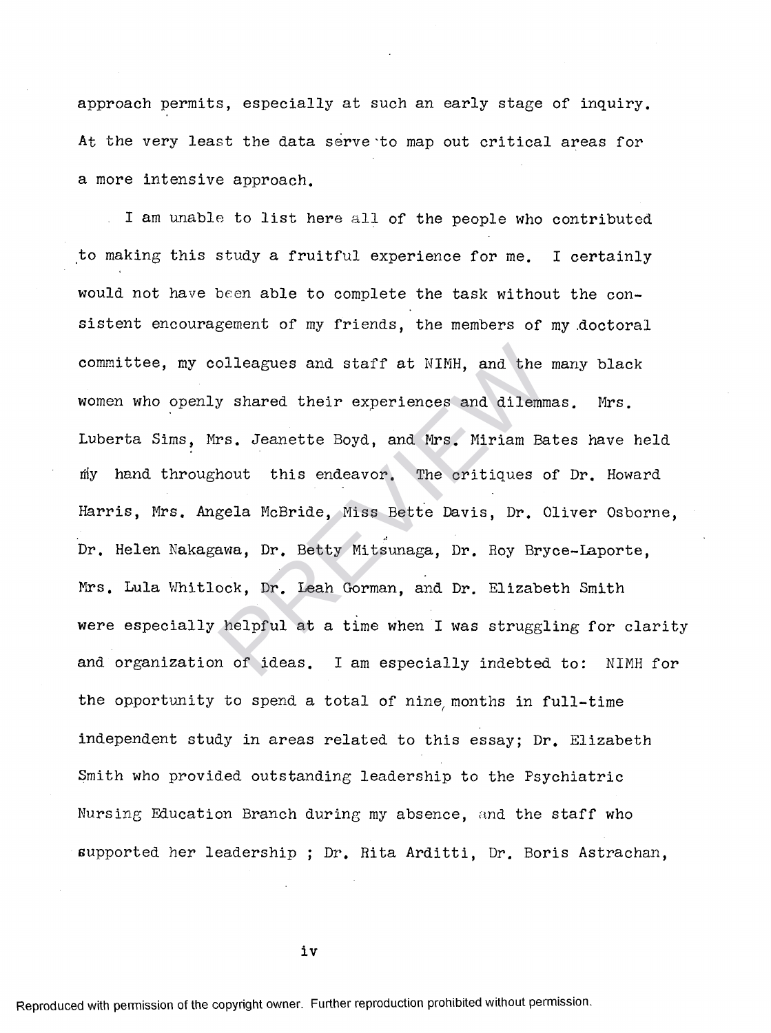approach permits, especially at such an early stage of inquiry. At the very least the data serve to map out critical areas for a more intensive approach.

I am unable to list here all of the people who contributed to making this study a fruitful experience for me. I certainly would not have been able to complete the task without the consistent encouragement of my friends, the members of my doctoral committee, my colleagues and staff at NIMH, and the many black women who openly shared their experiences and dilemmas. Mrs. Luberta Sims, Mrs. Jeanette Boyd, and Mrs. Miriam Bates have held my hand throughout this endeavor. The critiques of Dr. Howard Harris, Mrs. Angela McBride, Miss Bette Davis, Dr. Oliver Osborne, Dr. Helen Nakagawa, Dr. Betty Mitsunaga, Dr. Roy Bryce-Laporte, Mrs. Lula Whitlock, Dr. Leah Gorman, and Dr. Elizabeth Smith were especially helpful at a time when I was struggling for clarity and organization of ideas. I am especially indebted to: NIMH for the opportunity to spend a total of nine months in full-time independent study in areas related to this essay; Dr. Elizabeth Smith who provided outstanding leadership to the Psychiatric Nursing Education Branch during my absence, and the staff who supported her leadership ; Dr. Rita Arditti, Dr. Boris Astrachan,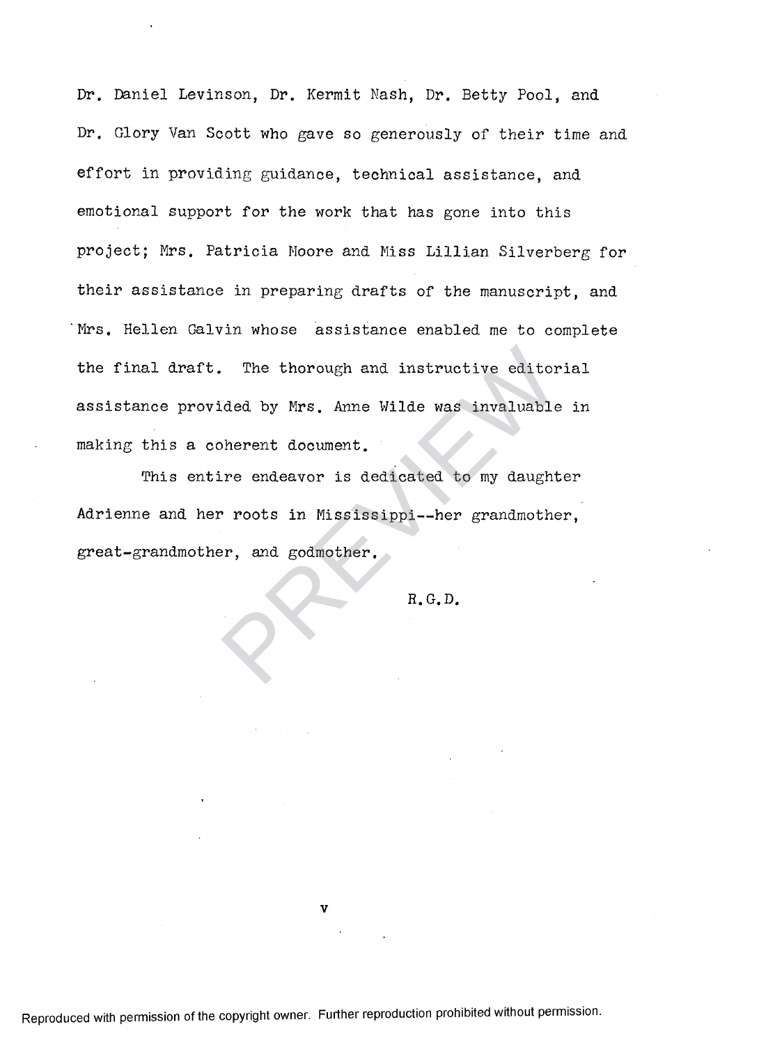Dr. Daniel Levinson, Dr. Kermit Nash, Dr. Betty Pool, and Dr. Glory Van Scott who gave so generously of their time and effort in providing guidance, technical assistance, and emotional support for the work that has gone into this project; Mrs. Patricia Moore and Miss Lillian Silverberg for their assistance in preparing drafts of the manuscript, and Mrs. Hellen Galvin whose assistance enabled me to complete the final draft. The thorough and instructive editorial assistance provided by Mrs. Anne Wilde was invaluable in making this a coherent document.

This entire endeavor is dedicated to my daughter Adrienne and her roots in Mississippi--her grandmother, great-grandmother, and godmother.

R.G.D.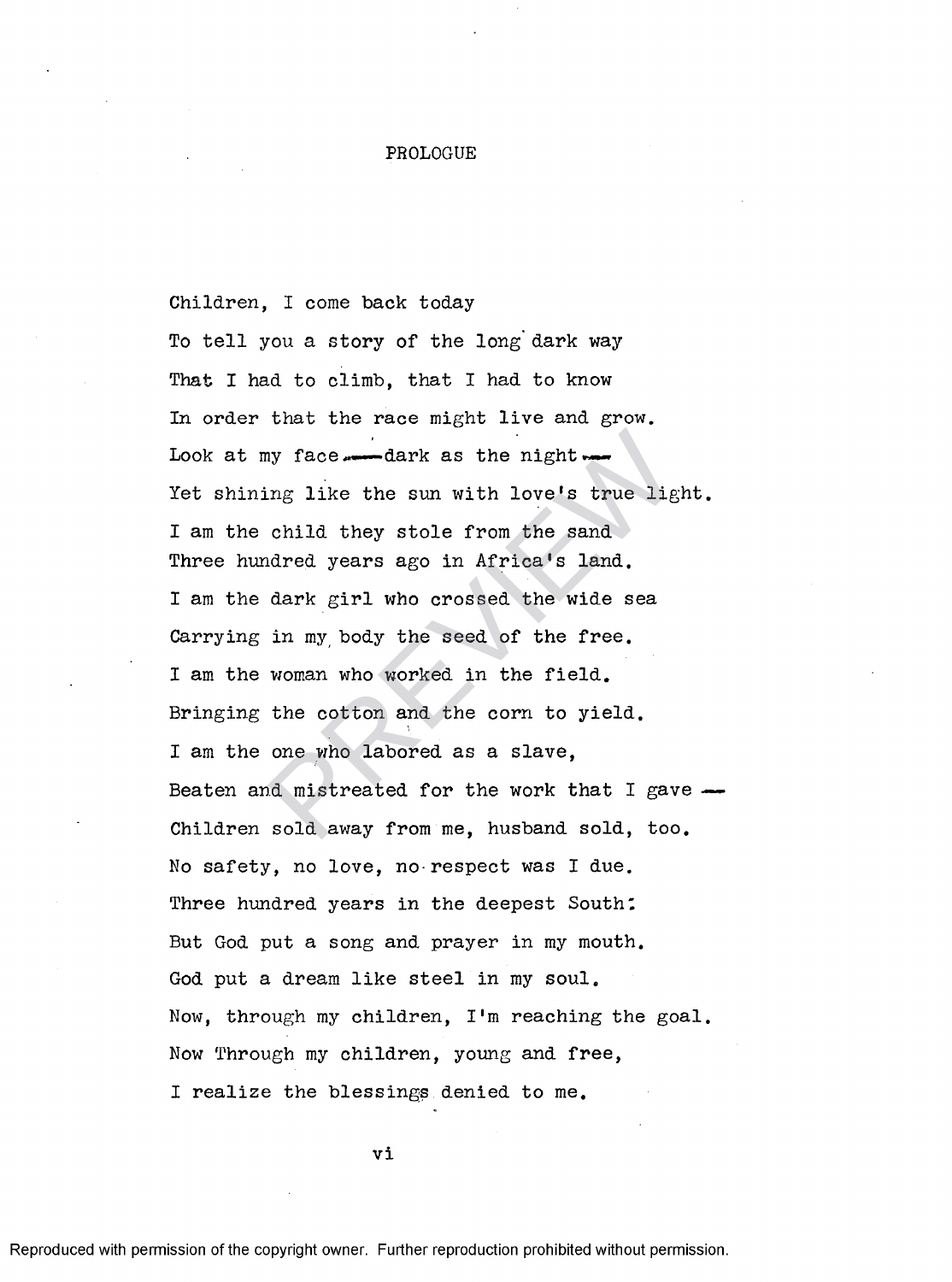# PROLOGUE

Children, I come back today  
To tell you a story of the long dark way  
That I had to climb, that I had to know  
In order that the race might live and grow.  
Look at my face — dark as the night —  
Yet shining like the sun with love's true light.  
I am the child they stole from the sand  
Three hundred years ago in Africa's land.  
I am the dark girl who crossed the wide sea  
Carrying in my body the seed of the free.  
I am the woman who worked in the field.  
Bringing the cotton and the corn to yield.  
I am the one who labored as a slave,  
Beaten and mistreated for the work that I gave —  
Children sold away from me, husband sold, too.  
No safety, no love, no respect was I due.  
Three hundred years in the deepest South:  
But God put a song and prayer in my mouth.  
God put a dream like steel in my soul.  
Now, through my children, I'm reaching the goal.  
Now Through my children, young and free,  
I realize the blessings denied to me.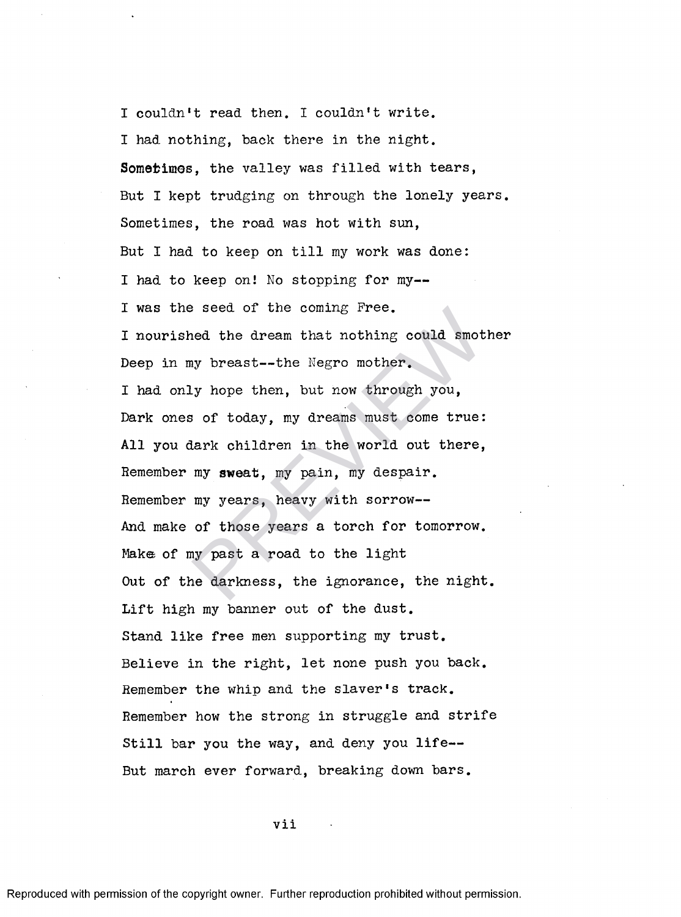I couldn't read then. I couldn't write.  
I had nothing, back there in the night.  
Sometimes, the valley was filled with tears,  
But I kept trudging on through the lonely years.  
Sometimes, the road was hot with sun,  
But I had to keep on till my work was done:  
I had to keep on! No stopping for my--  
I was the seed of the coming Free.  
I nourished the dream that nothing could smother  
Deep in my breast--the Negro mother.  
I had only hope then, but now through you,  
Dark ones of today, my dreams must come true:  
All you dark children in the world out there,  
Remember my sweat, my pain, my despair.  
Remember my years, heavy with sorrow--  
And make of those years a torch for tomorrow.  
Make of my past a road to the light  
Out of the darkness, the ignorance, the night.  
Lift high my banner out of the dust.  
Stand like free men supporting my trust.  
Believe in the right, let none push you back.  
Remember the whip and the slaver's track.  
Remember how the strong in struggle and strife  
Still bar you the way, and deny you life--  
But march ever forward, breaking down bars.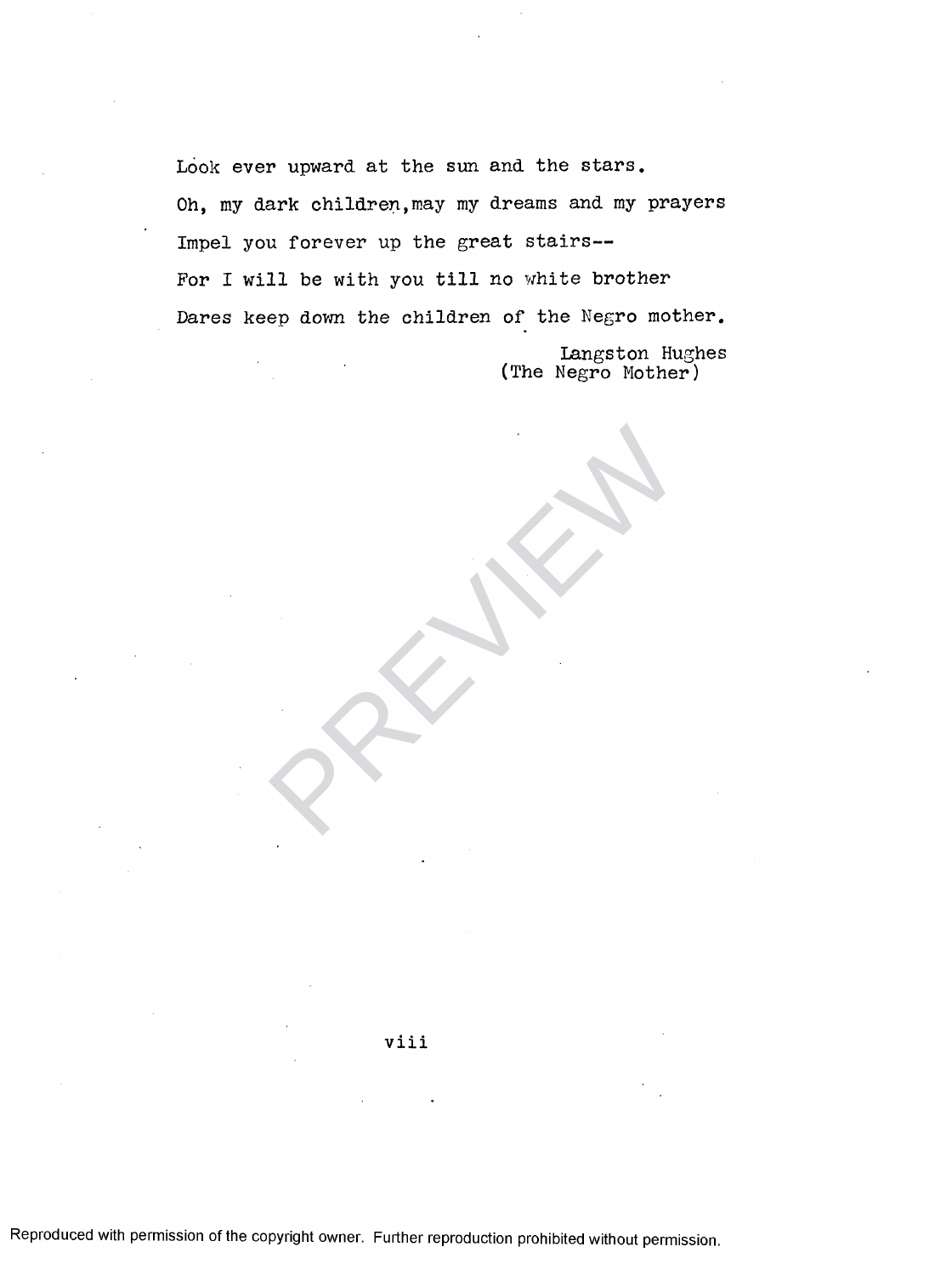Look ever upward at the sun and the stars.

Oh, my dark children, may my dreams and my prayers

Impel you forever up the great stairs--

For I will be with you till no white brother

Dares keep down the children of the Negro mother.

Langston Hughes
(The Negro Mother)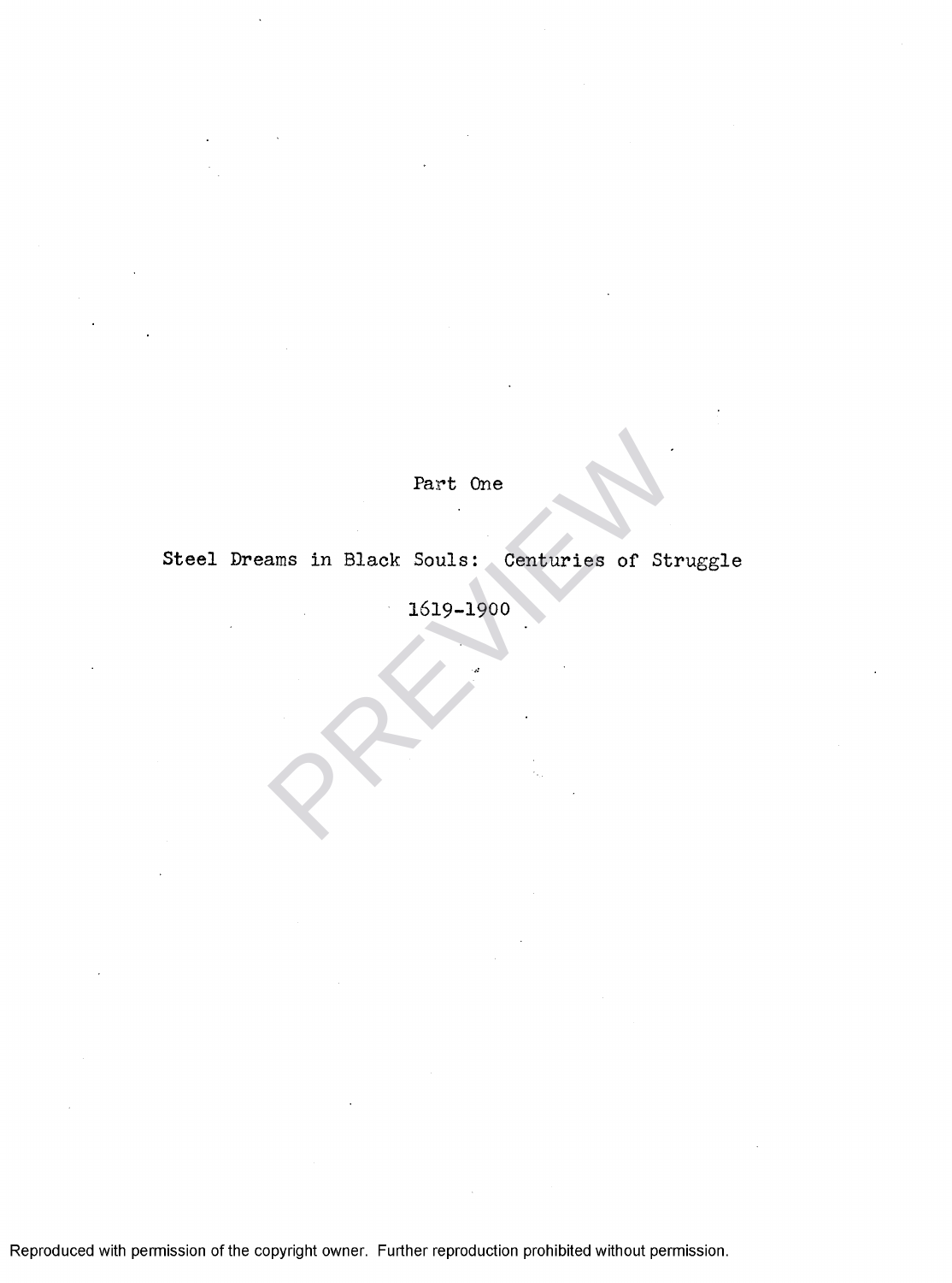# Part One

## Steel Dreams in Black Souls: Centuries of Struggle

1619-1900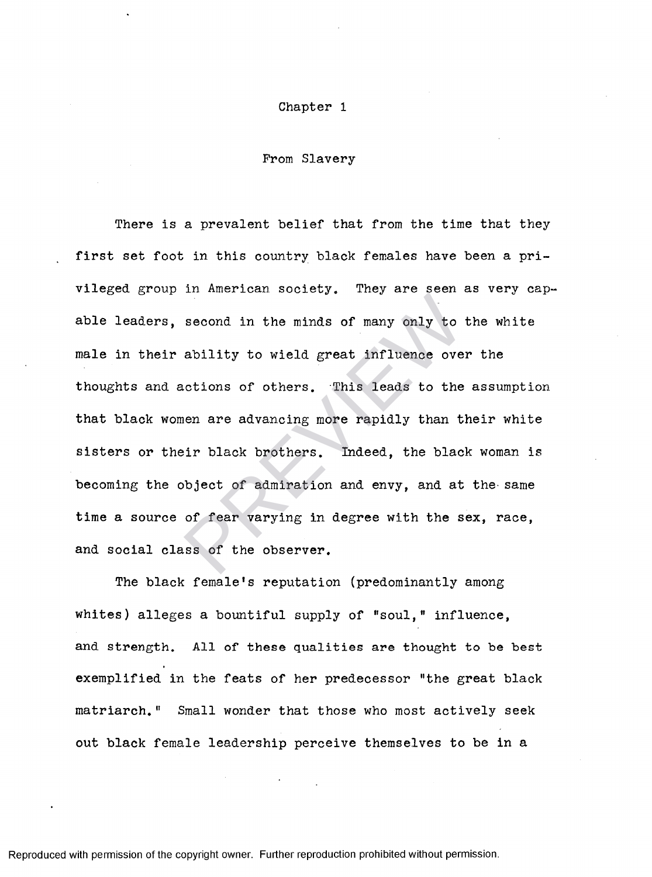# Chapter 1

## From Slavery

There is a prevalent belief that from the time that they first set foot in this country black females have been a privileged group in American society. They are seen as very capable leaders, second in the minds of many only to the white male in their ability to wield great influence over the thoughts and actions of others. This leads to the assumption that black women are advancing more rapidly than their white sisters or their black brothers. Indeed, the black woman is becoming the object of admiration and envy, and at the same time a source of fear varying in degree with the sex, race, and social class of the observer.

The black female's reputation (predominantly among whites) alleges a bountiful supply of "soul," influence, and strength. All of these qualities are thought to be best exemplified in the feats of her predecessor "the great black matriarch." Small wonder that those who most actively seek out black female leadership perceive themselves to be in a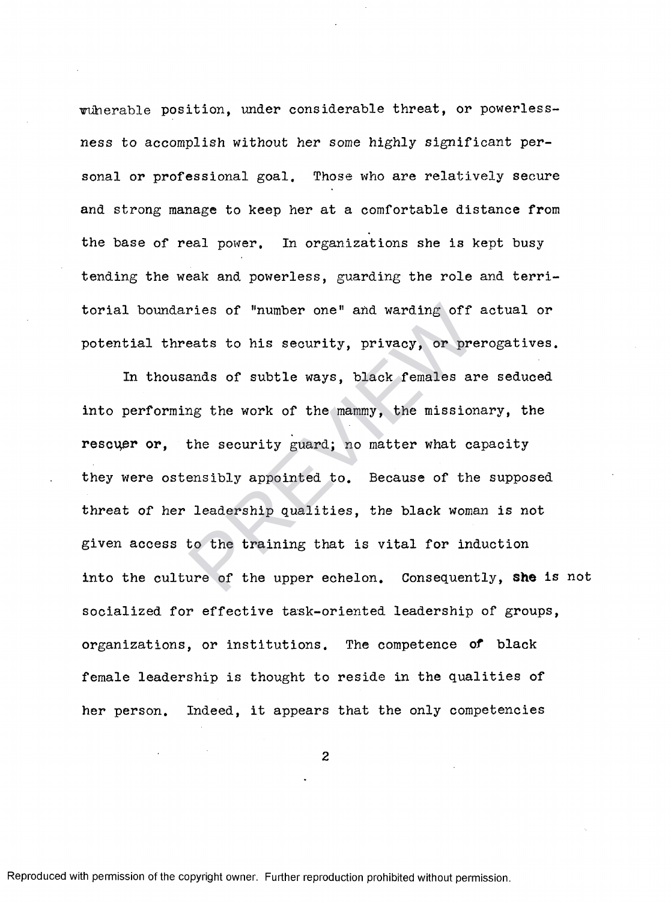vulnerable position, under considerable threat, or powerlessness to accomplish without her some highly significant personal or professional goal. Those who are relatively secure and strong manage to keep her at a comfortable distance from the base of real power. In organizations she is kept busy tending the weak and powerless, guarding the role and territorial boundaries of "number one" and warding off actual or potential threats to his security, privacy, or prerogatives.

In thousands of subtle ways, black females are seduced into performing the work of the mammy, the missionary, the rescuer or, the security guard; no matter what capacity they were ostensibly appointed to. Because of the supposed threat of her leadership qualities, the black woman is not given access to the training that is vital for induction into the culture of the upper echelon. Consequently, she is not socialized for effective task-oriented leadership of groups, organizations, or institutions. The competence of black female leadership is thought to reside in the qualities of her person. Indeed, it appears that the only competencies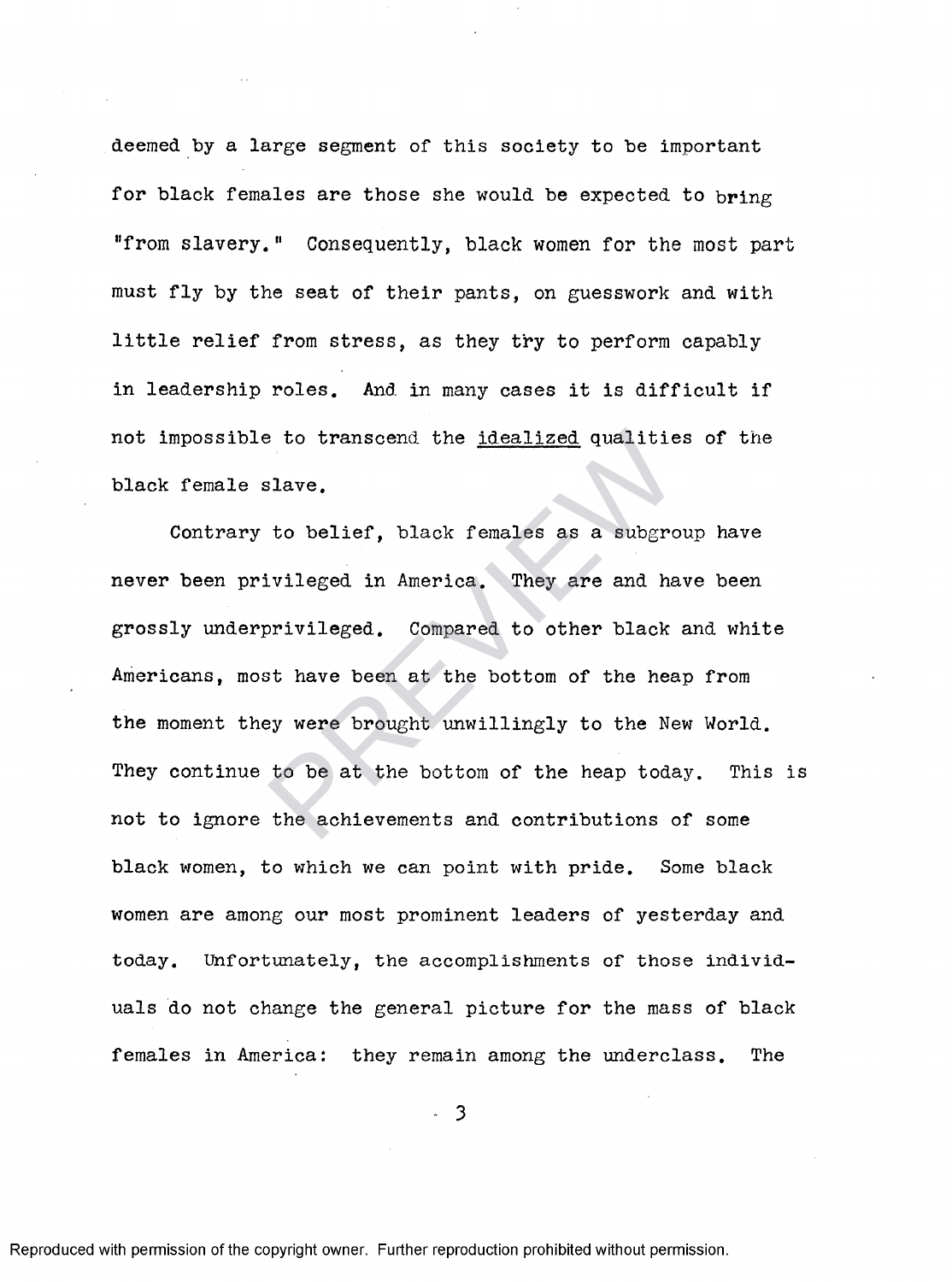deemed by a large segment of this society to be important for black females are those she would be expected to bring "from slavery." Consequently, black women for the most part must fly by the seat of their pants, on guesswork and with little relief from stress, as they try to perform capably in leadership roles. And in many cases it is difficult if not impossible to transcend the _idealized_ qualities of the black female slave.

Contrary to belief, black females as a subgroup have never been privileged in America. They are and have been grossly underprivileged. Compared to other black and white Americans, most have been at the bottom of the heap from the moment they were brought unwillingly to the New World. They continue to be at the bottom of the heap today. This is not to ignore the achievements and contributions of some black women, to which we can point with pride. Some black women are among our most prominent leaders of yesterday and today. Unfortunately, the accomplishments of those individuals do not change the general picture for the mass of black females in America: they remain among the underclass. The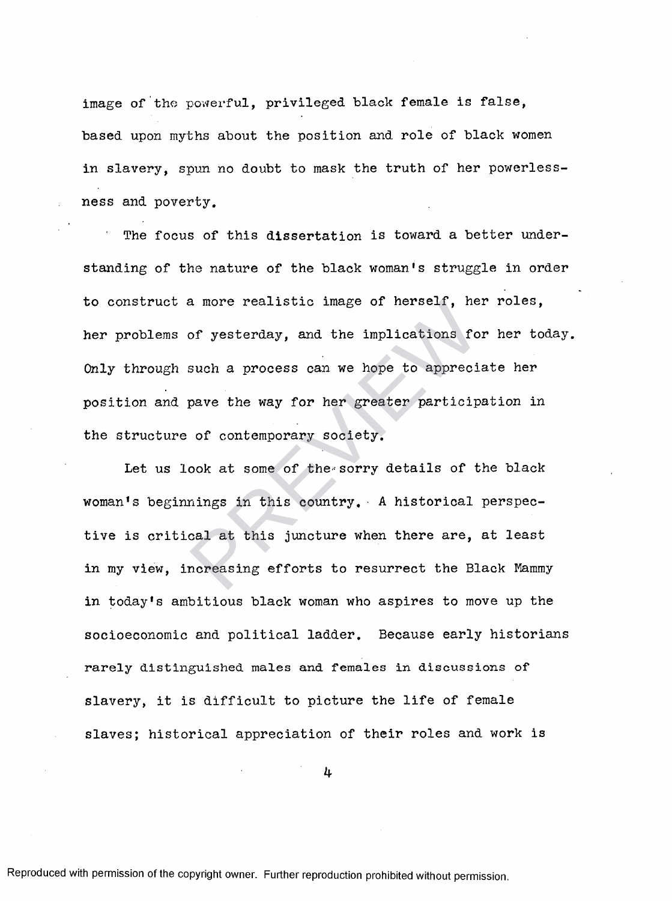image of the powerful, privileged black female is false, based upon myths about the position and role of black women in slavery, spun no doubt to mask the truth of her powerlessness and poverty.

The focus of this dissertation is toward a better understanding of the nature of the black woman's struggle in order to construct a more realistic image of herself, her roles, her problems of yesterday, and the implications for her today. Only through such a process can we hope to appreciate her position and pave the way for her greater participation in the structure of contemporary society.

Let us look at some of the sorry details of the black woman's beginnings in this country. A historical perspective is critical at this juncture when there are, at least in my view, increasing efforts to resurrect the Black Mammy in today's ambitious black woman who aspires to move up the socioeconomic and political ladder. Because early historians rarely distinguished males and females in discussions of slavery, it is difficult to picture the life of female slaves; historical appreciation of their roles and work is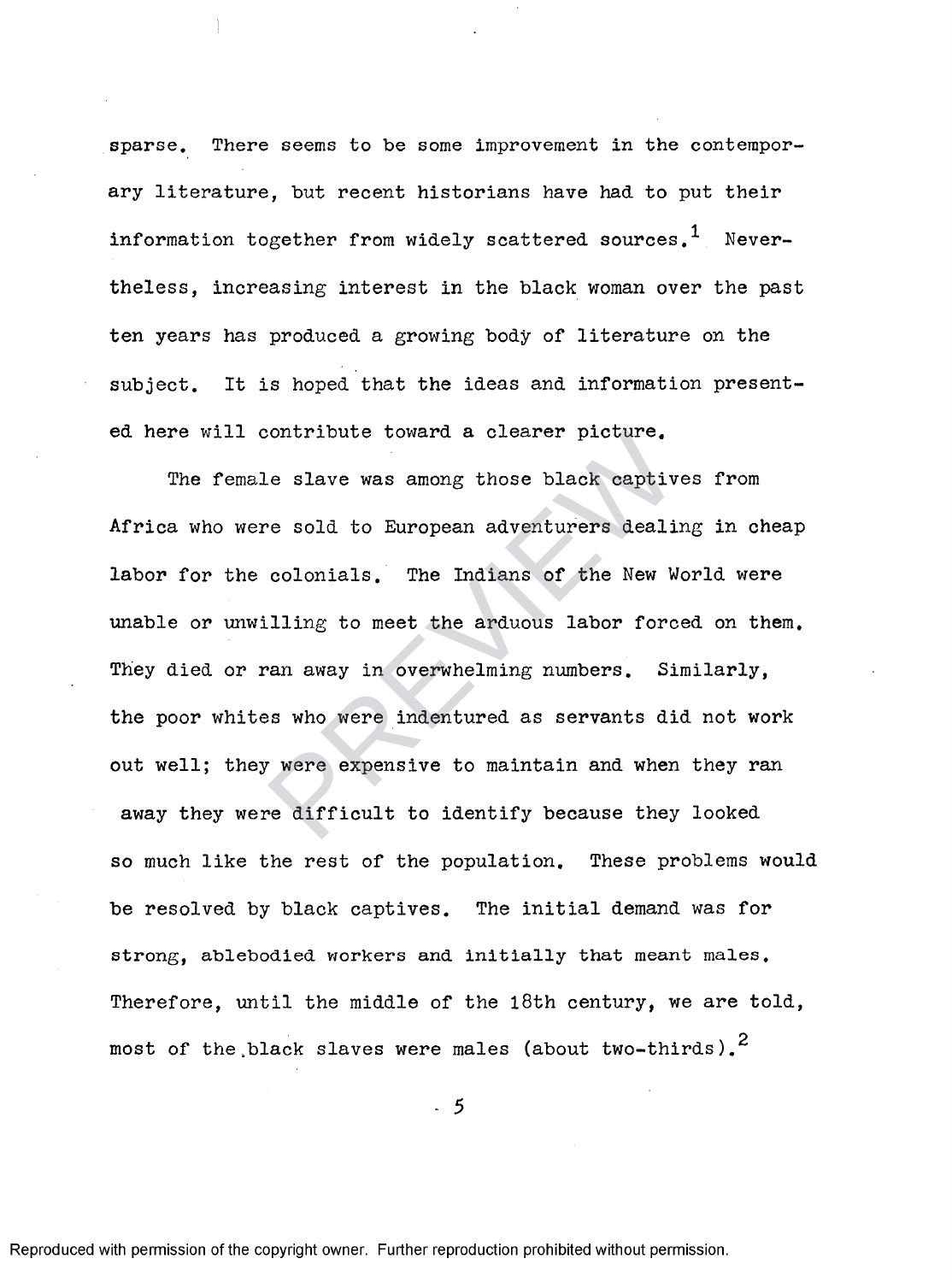sparse. There seems to be some improvement in the contemporary literature, but recent historians have had to put their information together from widely scattered sources.[1] Nevertheless, increasing interest in the black woman over the past ten years has produced a growing body of literature on the subject. It is hoped that the ideas and information presented here will contribute toward a clearer picture.

The female slave was among those black captives from Africa who were sold to European adventurers dealing in cheap labor for the colonials. The Indians of the New World were unable or unwilling to meet the arduous labor forced on them. They died or ran away in overwhelming numbers. Similarly, the poor whites who were indentured as servants did not work out well; they were expensive to maintain and when they ran away they were difficult to identify because they looked so much like the rest of the population. These problems would be resolved by black captives. The initial demand was for strong, ablebodied workers and initially that meant males. Therefore, until the middle of the 18th century, we are told, most of the black slaves were males (about two-thirds).[2]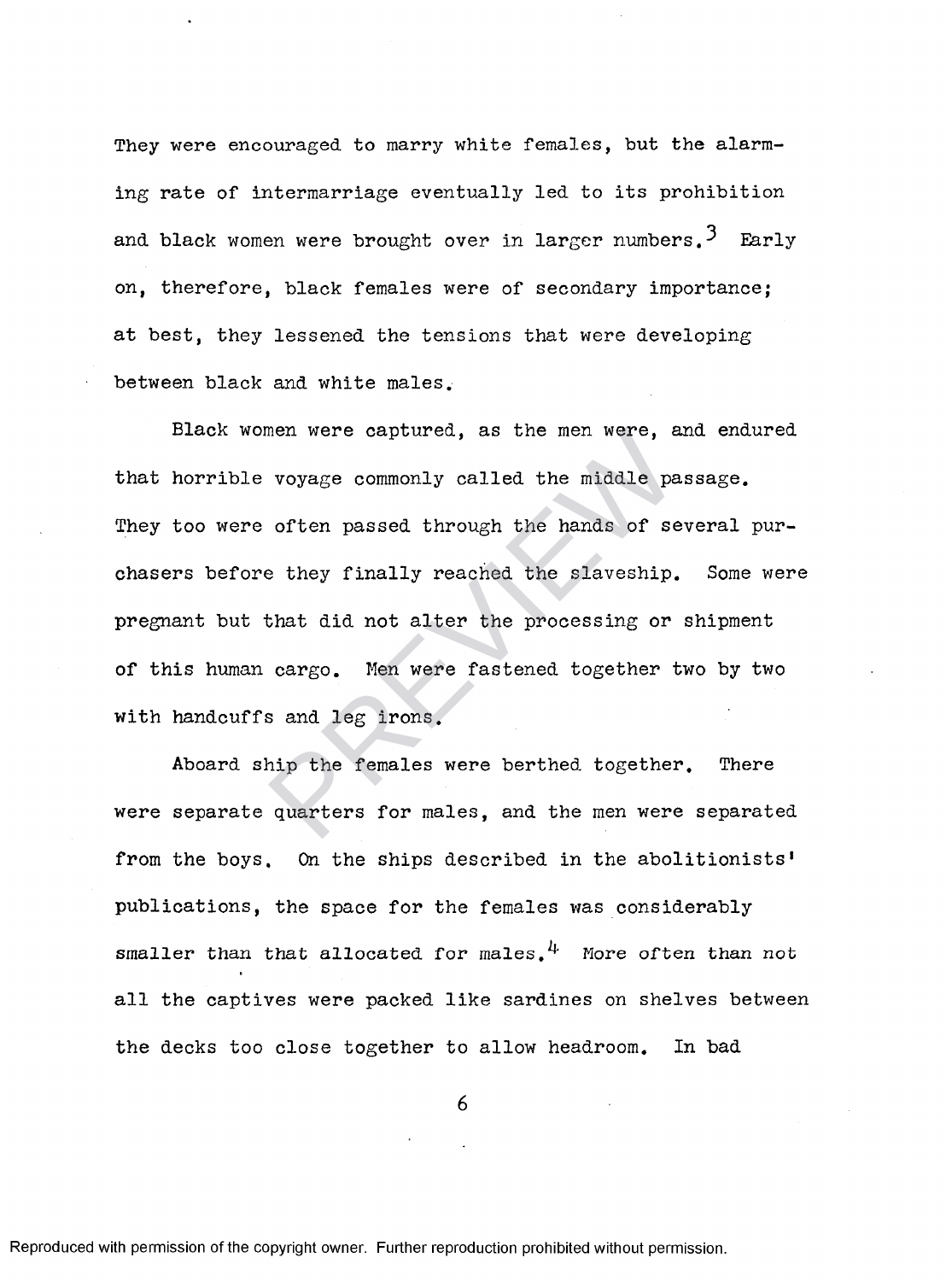They were encouraged to marry white females, but the alarming rate of intermarriage eventually led to its prohibition and black women were brought over in larger numbers.[3] Early on, therefore, black females were of secondary importance; at best, they lessened the tensions that were developing between black and white males.

Black women were captured, as the men were, and endured that horrible voyage commonly called the middle passage. They too were often passed through the hands of several purchasers before they finally reached the slaveship. Some were pregnant but that did not alter the processing or shipment of this human cargo. Men were fastened together two by two with handcuffs and leg irons.

Aboard ship the females were berthed together. There were separate quarters for males, and the men were separated from the boys. On the ships described in the abolitionists' publications, the space for the females was considerably smaller than that allocated for males.[4] More often than not all the captives were packed like sardines on shelves between the decks too close together to allow headroom. In bad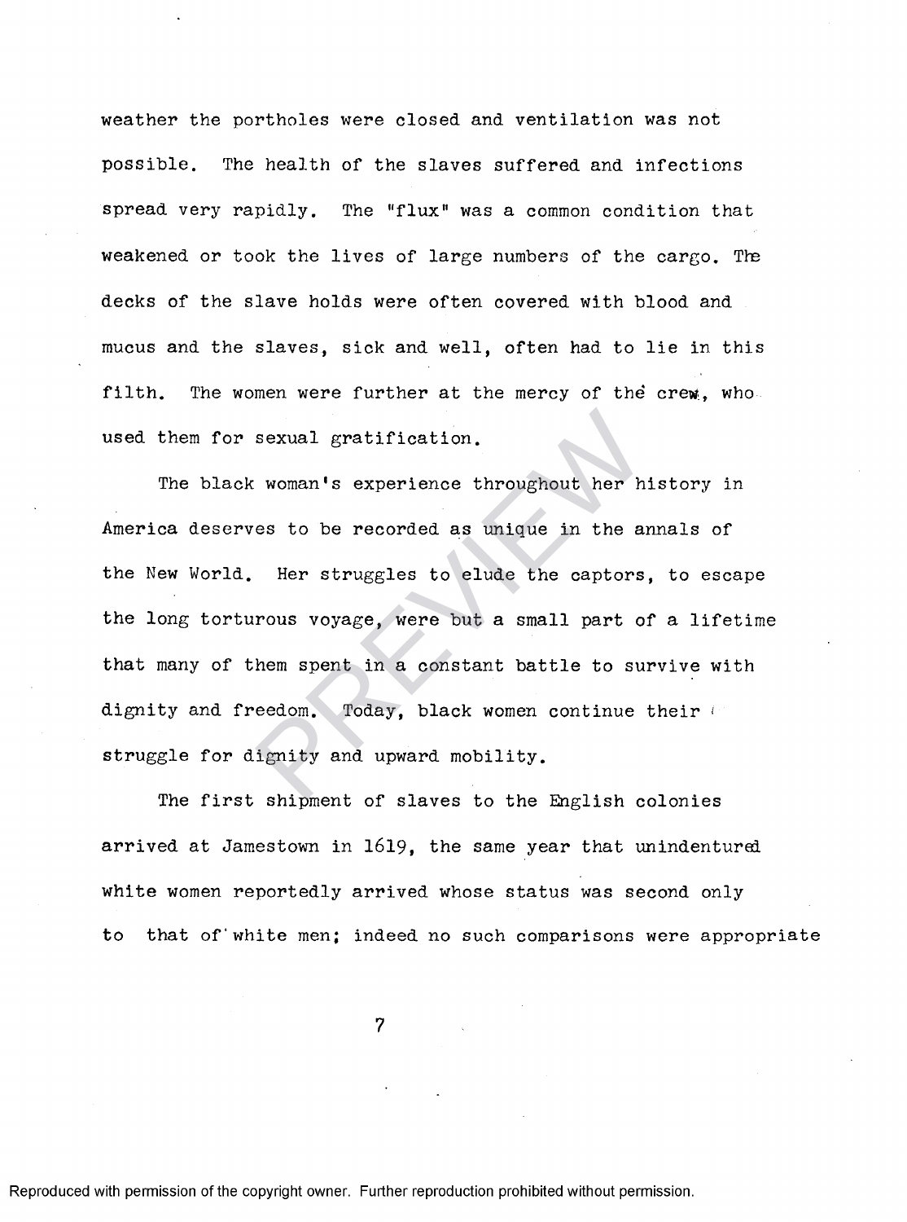weather the portholes were closed and ventilation was not possible. The health of the slaves suffered and infections spread very rapidly. The "flux" was a common condition that weakened or took the lives of large numbers of the cargo. The decks of the slave holds were often covered with blood and mucus and the slaves, sick and well, often had to lie in this filth. The women were further at the mercy of the crew, who used them for sexual gratification.

The black woman's experience throughout her history in America deserves to be recorded as unique in the annals of the New World. Her struggles to elude the captors, to escape the long torturous voyage, were but a small part of a lifetime that many of them spent in a constant battle to survive with dignity and freedom. Today, black women continue their struggle for dignity and upward mobility.

The first shipment of slaves to the English colonies arrived at Jamestown in 1619, the same year that unindentured white women reportedly arrived whose status was second only to that of white men; indeed no such comparisons were appropriate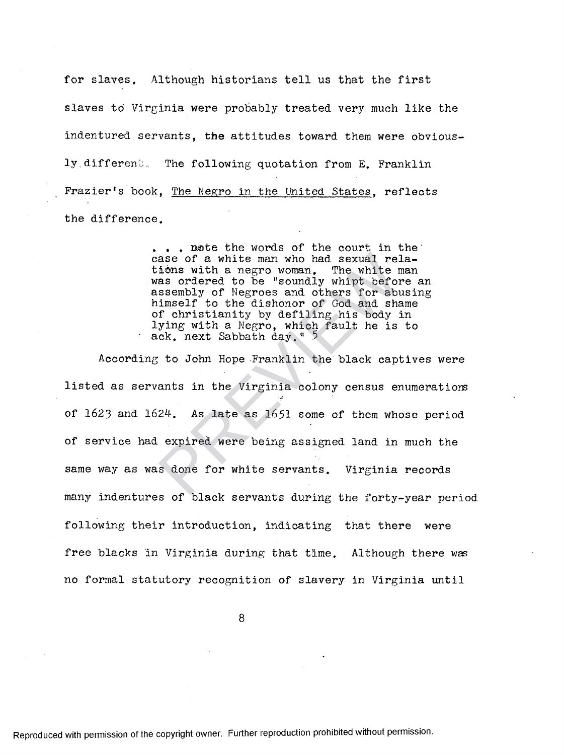for slaves. Although historians tell us that the first slaves to Virginia were probably treated very much like the indentured servants, the attitudes toward them were obviously different. The following quotation from E. Franklin Frazier's book, The Negro in the United States, reflects the difference.

> . . . note the words of the court in the case of a white man who had sexual relations with a negro woman. The white man was ordered to be "soundly whipt before an assembly of Negroes and others for abusing himself to the dishonor of God and shame of christianity by defiling his body in lying with a Negro, which fault he is to ack. next Sabbath day." 5

According to John Hope Franklin the black captives were listed as servants in the Virginia colony census enumerations of 1623 and 1624. As late as 1651 some of them whose period of service had expired were being assigned land in much the same way as was done for white servants. Virginia records many indentures of black servants during the forty-year period following their introduction, indicating that there were free blacks in Virginia during that time. Although there was no formal statutory recognition of slavery in Virginia until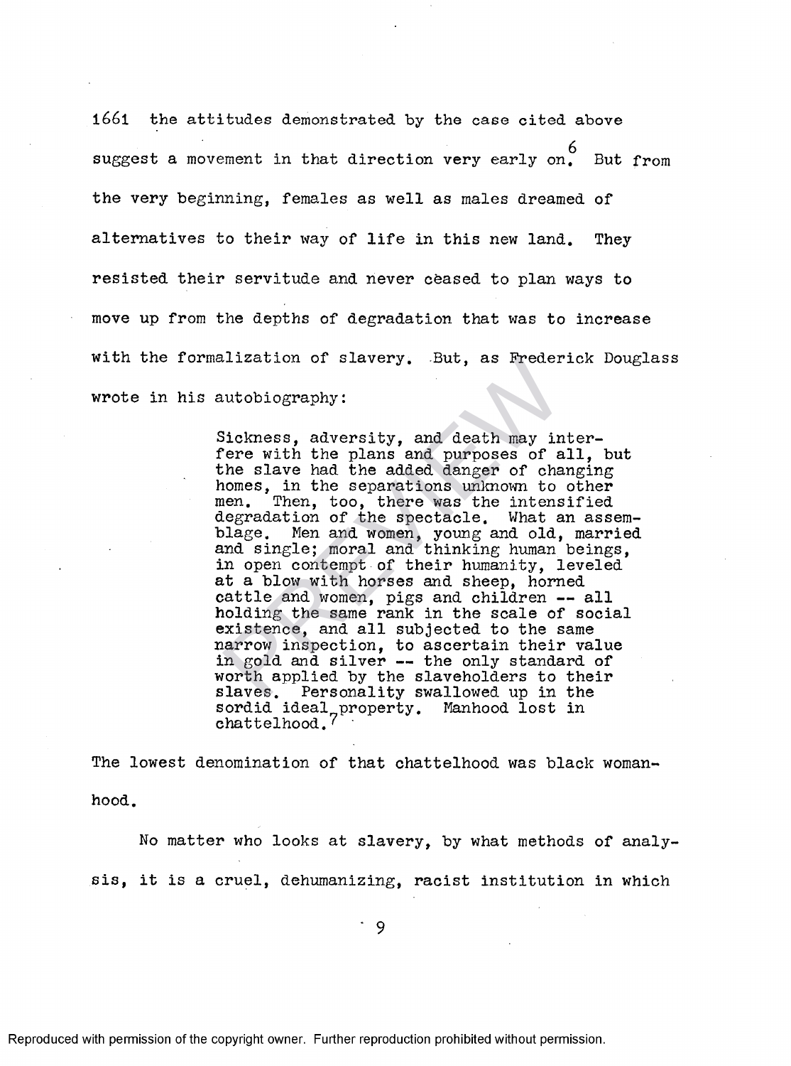1661 the attitudes demonstrated by the case cited above suggest a movement in that direction very early on.[6] But from the very beginning, females as well as males dreamed of alternatives to their way of life in this new land. They resisted their servitude and never ceased to plan ways to move up from the depths of degradation that was to increase with the formalization of slavery. But, as Frederick Douglass wrote in his autobiography:

> Sickness, adversity, and death may interfere with the plans and purposes of all, but the slave had the added danger of changing homes, in the separations unknown to other men. Then, too, there was the intensified degradation of the spectacle. What an assemblage. Men and women, young and old, married and single; moral and thinking human beings, in open contempt of their humanity, leveled at a blow with horses and sheep, horned cattle and women, pigs and children -- all holding the same rank in the scale of social existence, and all subjected to the same narrow inspection, to ascertain their value in gold and silver -- the only standard of worth applied by the slaveholders to their slaves. Personality swallowed up in the sordid ideal property. Manhood lost in chattelhood.[7]

The lowest denomination of that chattelhood was black womanhood.

No matter who looks at slavery, by what methods of analysis, it is a cruel, dehumanizing, racist institution in which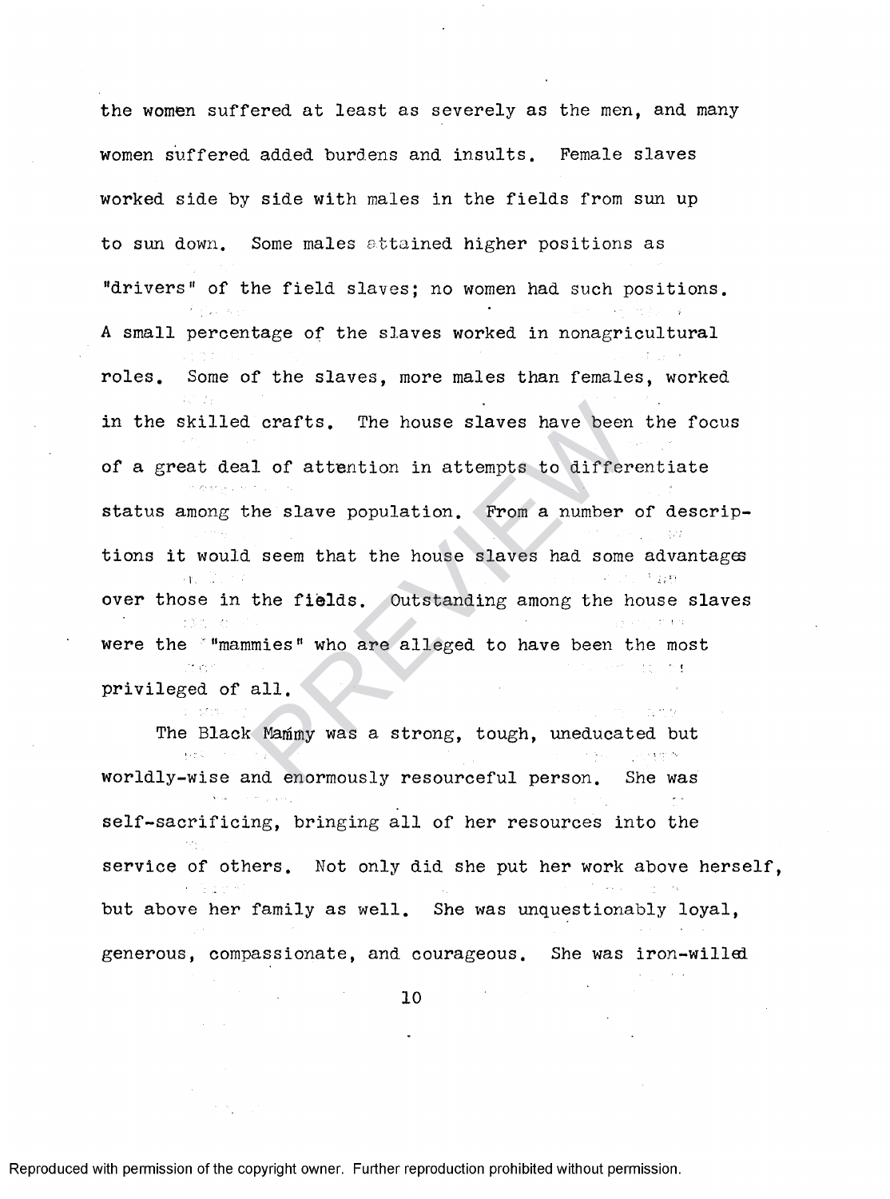the women suffered at least as severely as the men, and many women suffered added burdens and insults. Female slaves worked side by side with males in the fields from sun up to sun down. Some males attained higher positions as "drivers" of the field slaves; no women had such positions. A small percentage of the slaves worked in nonagricultural roles. Some of the slaves, more males than females, worked in the skilled crafts. The house slaves have been the focus of a great deal of attention in attempts to differentiate status among the slave population. From a number of descriptions it would seem that the house slaves had some advantages over those in the fields. Outstanding among the house slaves were the "mammies" who are alleged to have been the most privileged of all.

The Black Mammy was a strong, tough, uneducated but worldly-wise and enormously resourceful person. She was self-sacrificing, bringing all of her resources into the service of others. Not only did she put her work above herself, but above her family as well. She was unquestionably loyal, generous, compassionate, and courageous. She was iron-willed